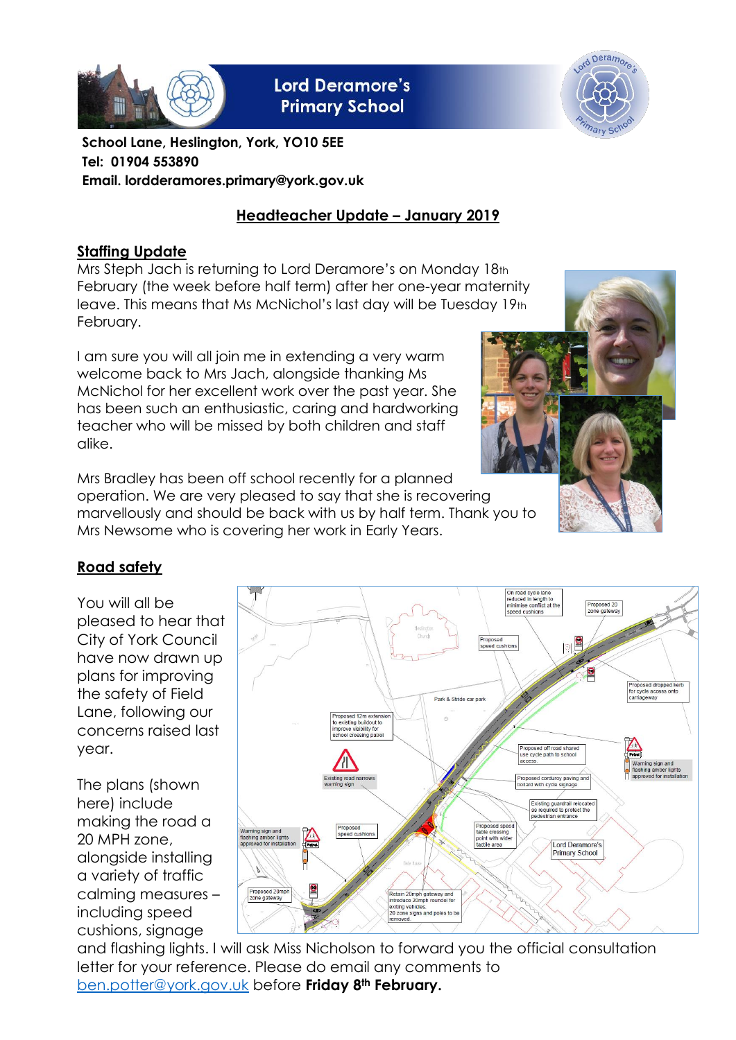# Lord Deramore's Primary School

**School Lane, Heslington, York, YO10 5EE**
**Tel: 01904 553890**
**Email. lordderamores.primary@york.gov.uk**

## Headteacher Update – January 2019

### Staffing Update

Mrs Steph Jach is returning to Lord Deramore's on Monday 18th February (the week before half term) after her one-year maternity leave. This means that Ms McNichol's last day will be Tuesday 19th February.

I am sure you will all join me in extending a very warm welcome back to Mrs Jach, alongside thanking Ms McNichol for her excellent work over the past year. She has been such an enthusiastic, caring and hardworking teacher who will be missed by both children and staff alike.

Mrs Bradley has been off school recently for a planned operation. We are very pleased to say that she is recovering marvellously and should be back with us by half term. Thank you to Mrs Newsome who is covering her work in Early Years.

### Road safety

You will all be pleased to hear that City of York Council have now drawn up plans for improving the safety of Field Lane, following our concerns raised last year.

The plans (shown here) include making the road a 20 MPH zone, alongside installing a variety of traffic calming measures – including speed cushions, signage and flashing lights. I will ask Miss Nicholson to forward you the official consultation letter for your reference. Please do email any comments to ben.potter@york.gov.uk before **Friday 8th February.**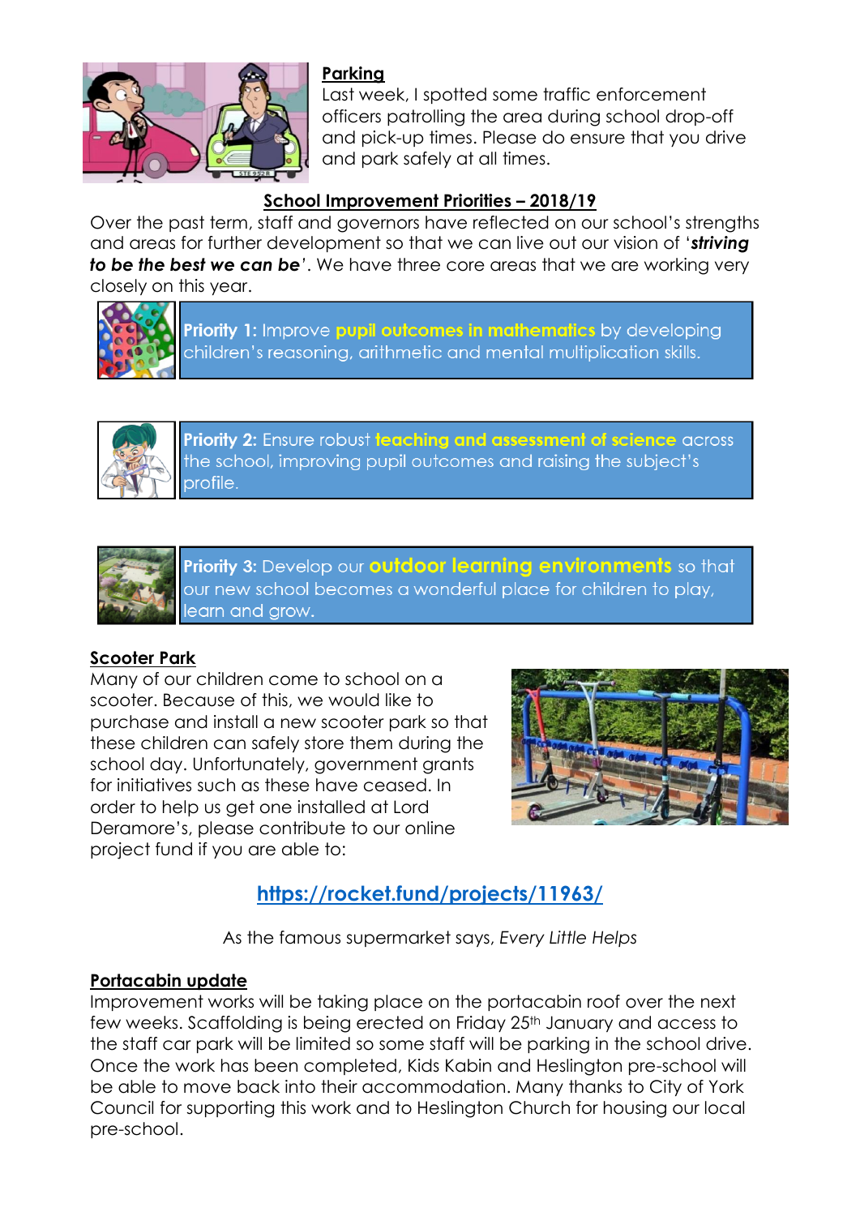## Parking

Last week, I spotted some traffic enforcement officers patrolling the area during school drop-off and pick-up times. Please do ensure that you drive and park safely at all times.

## School Improvement Priorities – 2018/19

Over the past term, staff and governors have reflected on our school's strengths and areas for further development so that we can live out our vision of '***striving to be the best we can be***'. We have three core areas that we are working very closely on this year.

**Priority 1:** Improve **pupil outcomes in mathematics** by developing children's reasoning, arithmetic and mental multiplication skills.

**Priority 2:** Ensure robust **teaching and assessment of science** across the school, improving pupil outcomes and raising the subject's profile.

**Priority 3:** Develop our **outdoor learning environments** so that our new school becomes a wonderful place for children to play, learn and grow.

## Scooter Park

Many of our children come to school on a scooter. Because of this, we would like to purchase and install a new scooter park so that these children can safely store them during the school day. Unfortunately, government grants for initiatives such as these have ceased. In order to help us get one installed at Lord Deramore's, please contribute to our online project fund if you are able to:

**https://rocket.fund/projects/11963/**

As the famous supermarket says, *Every Little Helps*

## Portacabin update

Improvement works will be taking place on the portacabin roof over the next few weeks. Scaffolding is being erected on Friday 25th January and access to the staff car park will be limited so some staff will be parking in the school drive. Once the work has been completed, Kids Kabin and Heslington pre-school will be able to move back into their accommodation. Many thanks to City of York Council for supporting this work and to Heslington Church for housing our local pre-school.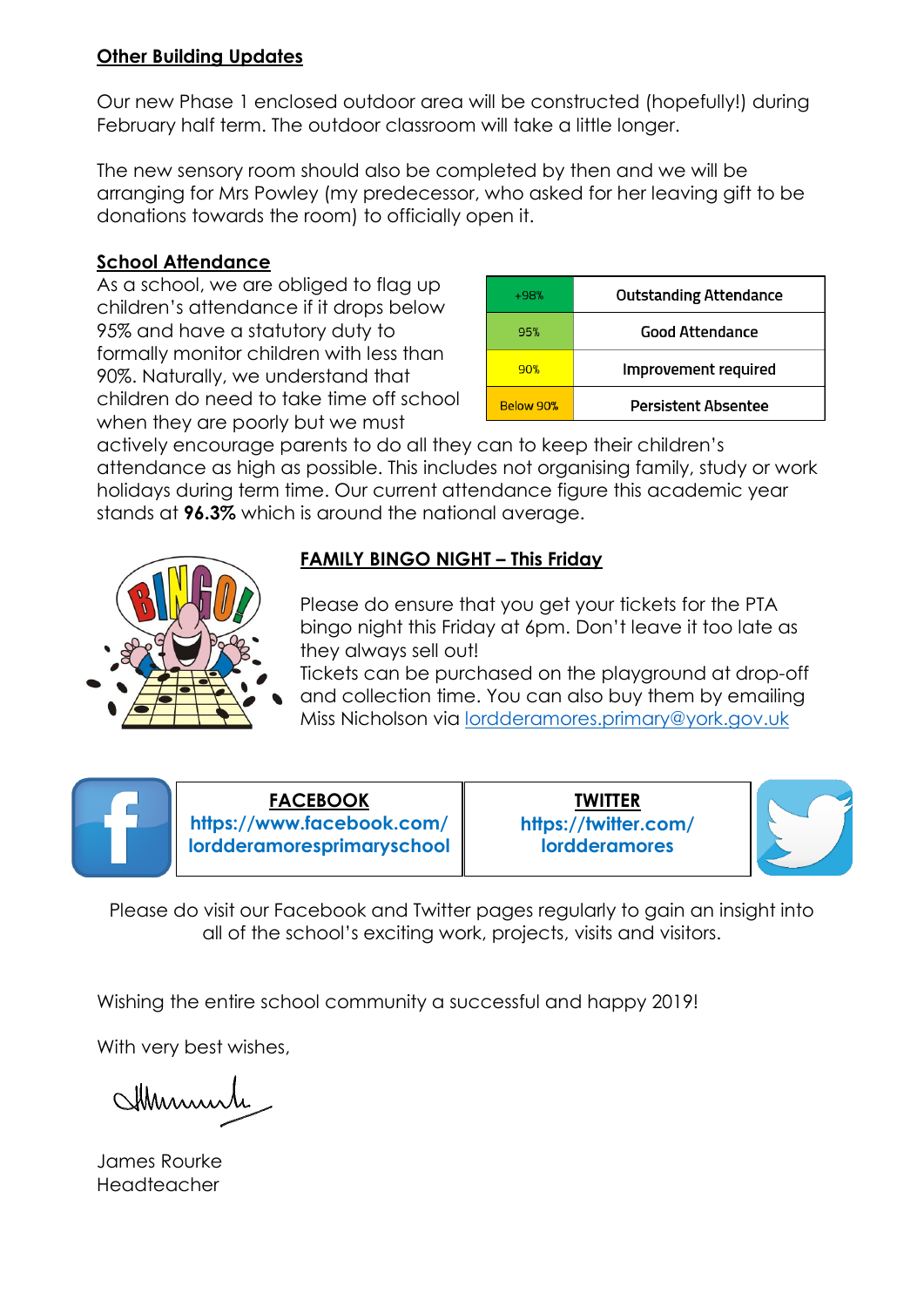## Other Building Updates

Our new Phase 1 enclosed outdoor area will be constructed (hopefully!) during February half term. The outdoor classroom will take a little longer.

The new sensory room should also be completed by then and we will be arranging for Mrs Powley (my predecessor, who asked for her leaving gift to be donations towards the room) to officially open it.

## School Attendance

As a school, we are obliged to flag up children's attendance if it drops below 95% and have a statutory duty to formally monitor children with less than 90%. Naturally, we understand that children do need to take time off school when they are poorly but we must actively encourage parents to do all they can to keep their children's attendance as high as possible. This includes not organising family, study or work holidays during term time. Our current attendance figure this academic year stands at **96.3%** which is around the national average.

| | |
|---|---|
| +98% | Outstanding Attendance |
| 95% | Good Attendance |
| 90% | Improvement required |
| Below 90% | Persistent Absentee |

## FAMILY BINGO NIGHT – This Friday

Please do ensure that you get your tickets for the PTA bingo night this Friday at 6pm. Don't leave it too late as they always sell out!
Tickets can be purchased on the playground at drop-off and collection time. You can also buy them by emailing Miss Nicholson via lordderamores.primary@york.gov.uk

| FACEBOOK | TWITTER |
|---|---|
| https://www.facebook.com/lordderamoresprimaryschool | https://twitter.com/lordderamores |

Please do visit our Facebook and Twitter pages regularly to gain an insight into all of the school's exciting work, projects, visits and visitors.

Wishing the entire school community a successful and happy 2019!

With very best wishes,

James Rourke
Headteacher